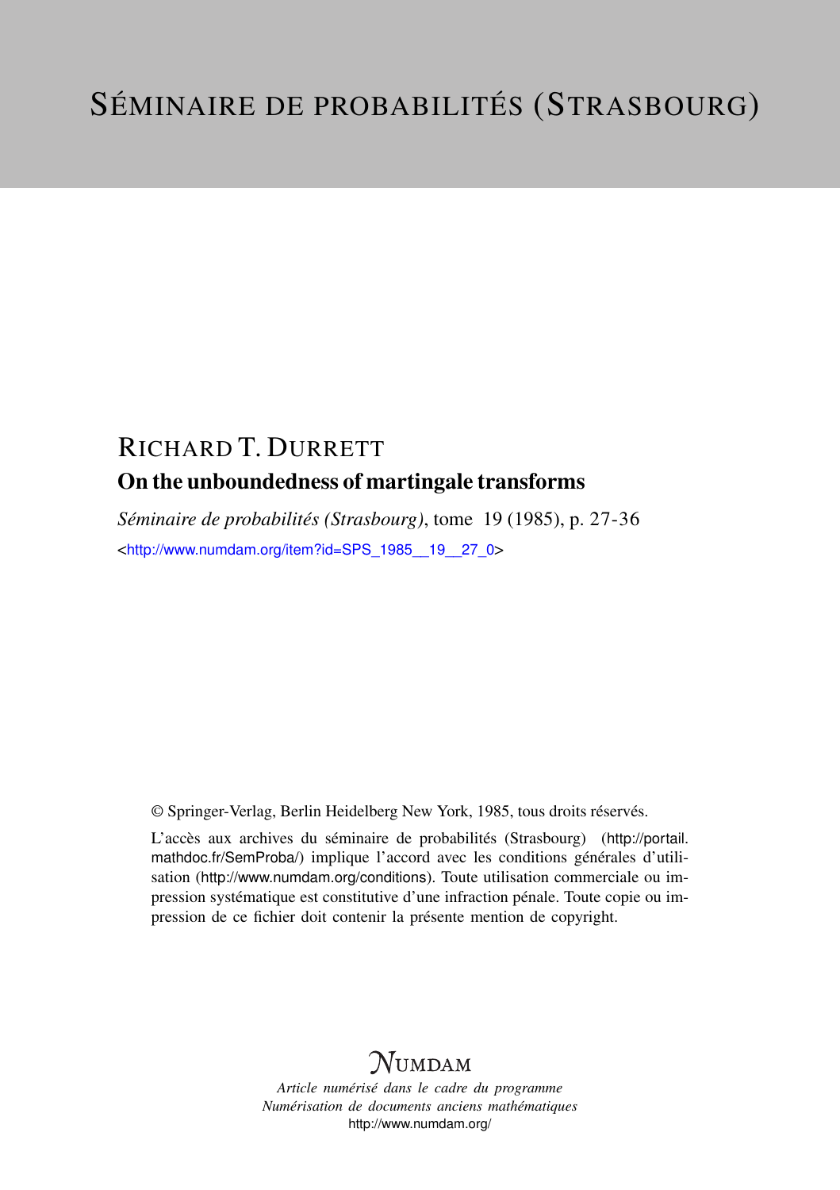# SÉMINAIRE DE PROBABILITÉS (STRASBOURG)

## RICHARD T. DURRETT

### On the unboundedness of martingale transforms

*Séminaire de probabilités (Strasbourg)*, tome 19 (1985), p. 27-36

<http://www.numdam.org/item?id=SPS_1985__19__27_0>

© Springer-Verlag, Berlin Heidelberg New York, 1985, tous droits réservés.

L'accès aux archives du séminaire de probabilités (Strasbourg) (http://portail.mathdoc.fr/SemProba/) implique l'accord avec les conditions générales d'utilisation (http://www.numdam.org/conditions). Toute utilisation commerciale ou impression systématique est constitutive d'une infraction pénale. Toute copie ou impression de ce fichier doit contenir la présente mention de copyright.

NUMDAM

*Article numérisé dans le cadre du programme*
*Numérisation de documents anciens mathématiques*
http://www.numdam.org/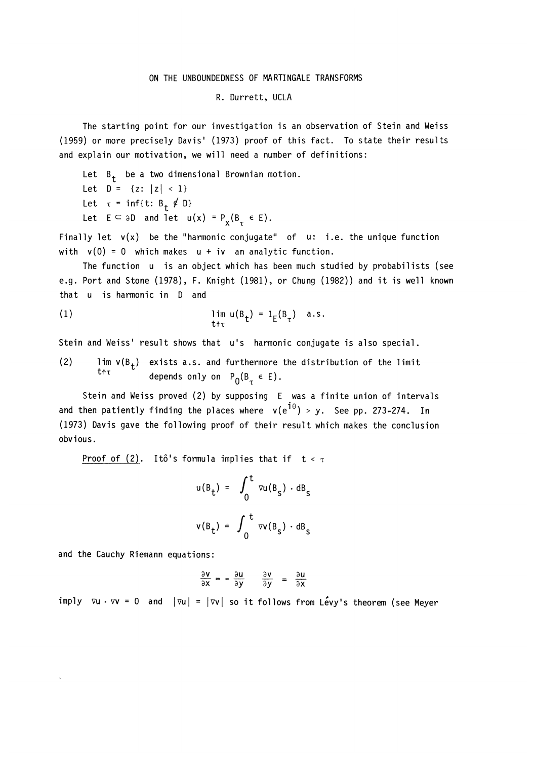# ON THE UNBOUNDEDNESS OF MARTINGALE TRANSFORMS

R. Durrett, UCLA

The starting point for our investigation is an observation of Stein and Weiss (1959) or more precisely Davis' (1973) proof of this fact. To state their results and explain our motivation, we will need a number of definitions:

Let $B_t$ be a two dimensional Brownian motion.

Let $D = \{z: |z| < 1\}$

Let $\tau = \inf\{t: B_t \notin D\}$

Let $E \subset \partial D$ and let $u(x) = P_x(B_\tau \in E)$.

Finally let $v(x)$ be the "harmonic conjugate" of $u$: i.e. the unique function with $v(0) = 0$ which makes $u + iv$ an analytic function.

The function $u$ is an object which has been much studied by probabilists (see e.g. Port and Stone (1978), F. Knight (1981), or Chung (1982)) and it is well known that $u$ is harmonic in $D$ and

$$\lim_{t \uparrow \tau} u(B_t) = 1_E(B_\tau) \quad \text{a.s.} \tag{1}$$

Stein and Weiss' result shows that $u$'s harmonic conjugate is also special.

(2) $\lim_{t \uparrow \tau} v(B_t)$ exists a.s. and furthermore the distribution of the limit depends only on $P_0(B_\tau \in E)$.

Stein and Weiss proved (2) by supposing $E$ was a finite union of intervals and then patiently finding the places where $v(e^{i\theta}) > y$. See pp. 273-274. In (1973) Davis gave the following proof of their result which makes the conclusion obvious.

<u>Proof of (2)</u>. Itô's formula implies that if $t < \tau$

$$u(B_t) = \int_0^t \nabla u(B_s) \cdot dB_s$$

$$v(B_t) = \int_0^t \nabla v(B_s) \cdot dB_s$$

and the Cauchy Riemann equations:

$$\frac{\partial v}{\partial x} = -\frac{\partial u}{\partial y} \qquad \frac{\partial v}{\partial y} = \frac{\partial u}{\partial x}$$

imply $\nabla u \cdot \nabla v = 0$ and $|\nabla u| = |\nabla v|$ so it follows from Lévy's theorem (see Meyer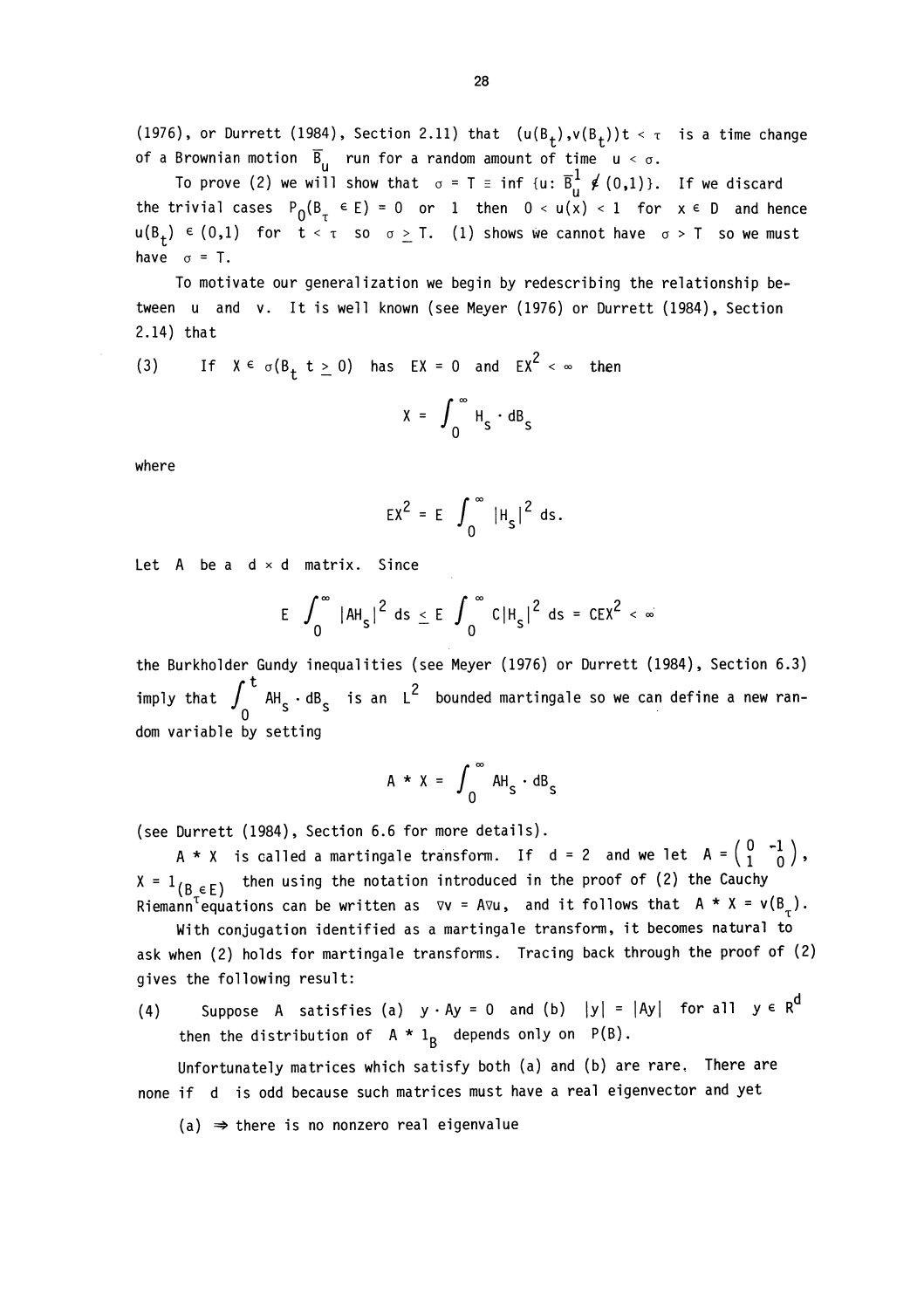(1976), or Durrett (1984), Section 2.11) that $(u(B_t), v(B_t))t < \tau$ is a time change of a Brownian motion $\bar{B}_u$ run for a random amount of time $u < \sigma$.

To prove (2) we will show that $\sigma = T \equiv \inf\{u: \bar{B}_u^1 \notin (0,1)\}$. If we discard the trivial cases $P_0(B_\tau \in E) = 0$ or $1$ then $0 < u(x) < 1$ for $x \in D$ and hence $u(B_t) \in (0,1)$ for $t < \tau$ so $\sigma \geq T$. (1) shows we cannot have $\sigma > T$ so we must have $\sigma = T$.

To motivate our generalization we begin by redescribing the relationship between $u$ and $v$. It is well known (see Meyer (1976) or Durrett (1984), Section 2.14) that

(3) If $X \in \sigma(B_t\ t \geq 0)$ has $EX = 0$ and $EX^2 < \infty$ then

$$X = \int_0^\infty H_s \cdot dB_s$$

where

$$EX^2 = E \int_0^\infty |H_s|^2\, ds.$$

Let $A$ be a $d \times d$ matrix. Since

$$E \int_0^\infty |AH_s|^2\, ds \leq E \int_0^\infty C|H_s|^2\, ds = CEX^2 < \infty$$

the Burkholder Gundy inequalities (see Meyer (1976) or Durrett (1984), Section 6.3) imply that $\int_0^t AH_s \cdot dB_s$ is an $L^2$ bounded martingale so we can define a new random variable by setting

$$A * X = \int_0^\infty AH_s \cdot dB_s$$

(see Durrett (1984), Section 6.6 for more details).

$A * X$ is called a martingale transform. If $d = 2$ and we let $A = \begin{pmatrix} 0 & -1 \\ 1 & 0 \end{pmatrix}$, $X = 1_{(B_\tau \in E)}$ then using the notation introduced in the proof of (2) the Cauchy Riemann equations can be written as $\nabla v = A \nabla u$, and it follows that $A * X = v(B_\tau)$.

With conjugation identified as a martingale transform, it becomes natural to ask when (2) holds for martingale transforms. Tracing back through the proof of (2) gives the following result:

(4) Suppose $A$ satisfies (a) $y \cdot Ay = 0$ and (b) $|y| = |Ay|$ for all $y \in R^d$ then the distribution of $A * 1_B$ depends only on $P(B)$.

Unfortunately matrices which satisfy both (a) and (b) are rare. There are none if $d$ is odd because such matrices must have a real eigenvector and yet

(a) $\Rightarrow$ there is no nonzero real eigenvalue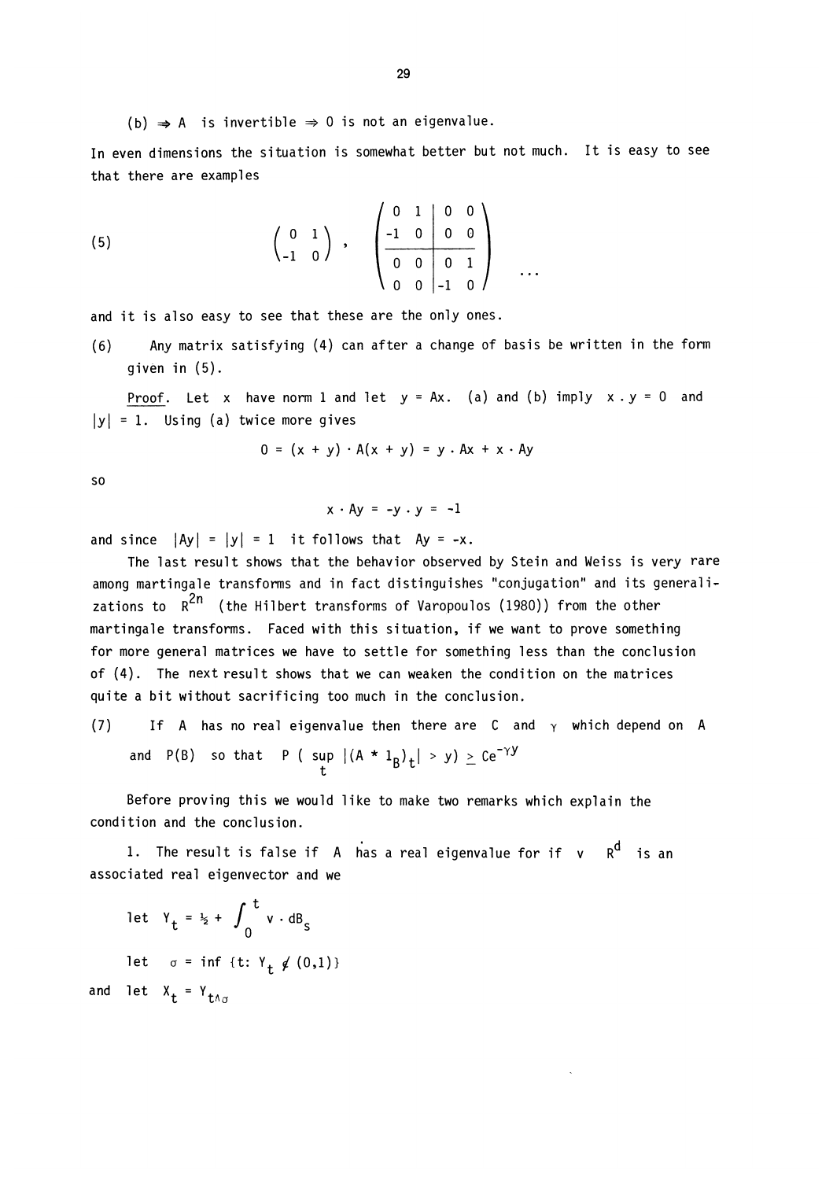(b) $\Rightarrow$ A is invertible $\Rightarrow$ 0 is not an eigenvalue.

In even dimensions the situation is somewhat better but not much. It is easy to see that there are examples

$$(5) \qquad \begin{pmatrix} 0 & 1 \\ -1 & 0 \end{pmatrix}, \quad \left(\begin{array}{cc|cc} 0 & 1 & 0 & 0 \\ -1 & 0 & 0 & 0 \\ \hline 0 & 0 & 0 & 1 \\ 0 & 0 & -1 & 0 \end{array}\right) \quad \ldots$$

and it is also easy to see that these are the only ones.

(6) Any matrix satisfying (4) can after a change of basis be written in the form given in (5).

Proof. Let $x$ have norm 1 and let $y = Ax$. (a) and (b) imply $x \cdot y = 0$ and $|y| = 1$. Using (a) twice more gives

$$0 = (x + y) \cdot A(x + y) = y \cdot Ax + x \cdot Ay$$

so

$$x \cdot Ay = -y \cdot y = -1$$

and since $|Ay| = |y| = 1$ it follows that $Ay = -x$.

The last result shows that the behavior observed by Stein and Weiss is very rare among martingale transforms and in fact distinguishes "conjugation" and its generalizations to $R^{2n}$ (the Hilbert transforms of Varopoulos (1980)) from the other martingale transforms. Faced with this situation, if we want to prove something for more general matrices we have to settle for something less than the conclusion of (4). The next result shows that we can weaken the condition on the matrices quite a bit without sacrificing too much in the conclusion.

(7) If $A$ has no real eigenvalue then there are $C$ and $\gamma$ which depend on $A$ and $P(B)$ so that $P\left( \sup_t |(A * 1_B)_t| > y\right) \geq Ce^{-\gamma y}$

Before proving this we would like to make two remarks which explain the condition and the conclusion.

1. The result is false if $A$ has a real eigenvalue for if $v \in R^d$ is an associated real eigenvector and we

let $Y_t = \frac{1}{2} + \int_0^t v \cdot dB_s$

let $\sigma = \inf\{t: Y_t \notin (0,1)\}$

and let $X_t = Y_{t \wedge \sigma}$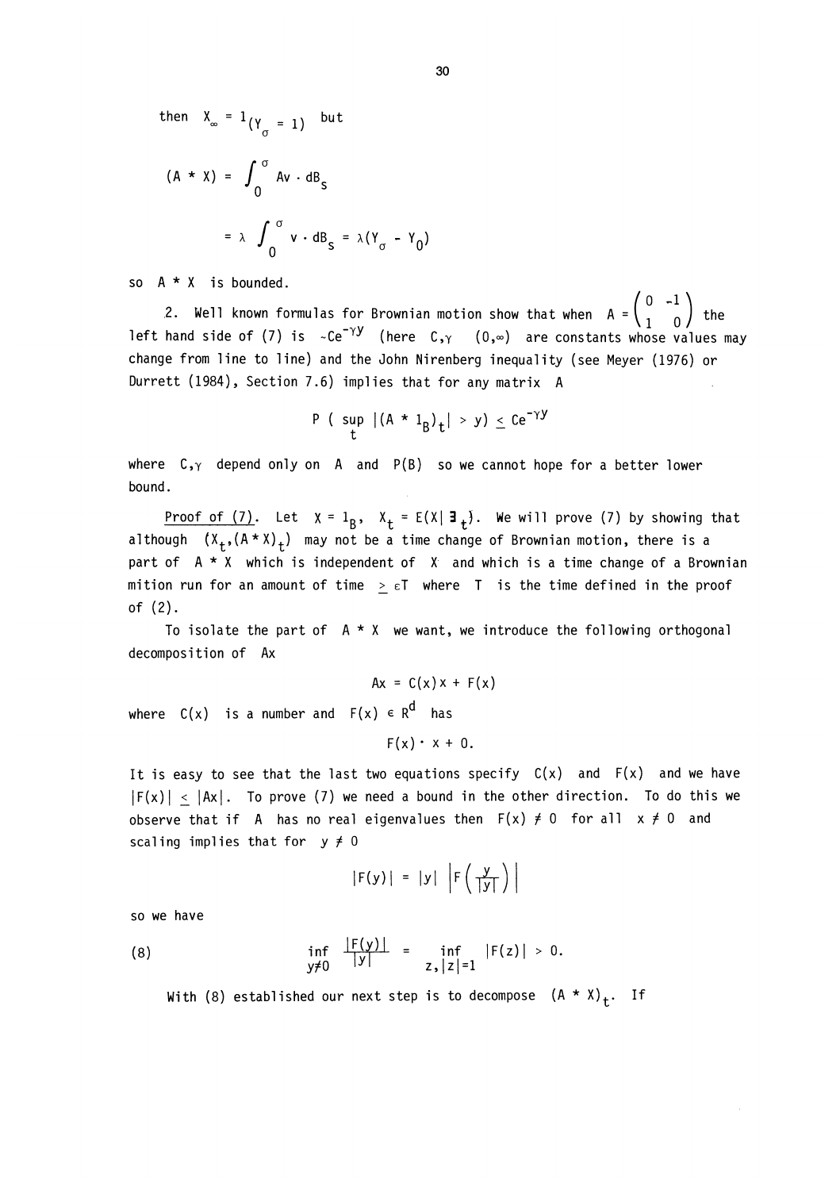then $X_\infty = 1_{(Y_\sigma = 1)}$ but

$$(A * X) = \int_0^\sigma Av \cdot dB_s$$

$$= \lambda \int_0^\sigma v \cdot dB_s = \lambda(Y_\sigma - Y_0)$$

so $A * X$ is bounded.

2. Well known formulas for Brownian motion show that when $A = \begin{pmatrix} 0 & -1 \\ 1 & 0 \end{pmatrix}$ the left hand side of (7) is $\sim Ce^{-\gamma y}$ (here $C, \gamma$ $(0,\infty)$ are constants whose values may change from line to line) and the John Nirenberg inequality (see Meyer (1976) or Durrett (1984), Section 7.6) implies that for any matrix $A$

$$P\left( \sup_t |(A * 1_B)_t| > y \right) \le Ce^{-\gamma y}$$

where $C, \gamma$ depend only on $A$ and $P(B)$ so we cannot hope for a better lower bound.

<u>Proof of (7)</u>. Let $X = 1_B$, $X_t = E(X|\mathfrak{F}_t)$. We will prove (7) by showing that although $(X_t, (A * X)_t)$ may not be a time change of Brownian motion, there is a part of $A * X$ which is independent of $X$ and which is a time change of a Brownian mition run for an amount of time $\ge \varepsilon T$ where $T$ is the time defined in the proof of (2).

To isolate the part of $A * X$ we want, we introduce the following orthogonal decomposition of $Ax$

$$Ax = C(x)x + F(x)$$

where $C(x)$ is a number and $F(x) \in R^d$ has

$$F(x) \cdot x + 0.$$

It is easy to see that the last two equations specify $C(x)$ and $F(x)$ and we have $|F(x)| \le |Ax|$. To prove (7) we need a bound in the other direction. To do this we observe that if $A$ has no real eigenvalues then $F(x) \ne 0$ for all $x \ne 0$ and scaling implies that for $y \ne 0$

$$|F(y)| = |y| \left| F\left(\frac{y}{|y|}\right) \right|$$

so we have

$$\inf_{y \ne 0} \frac{|F(y)|}{|y|} = \inf_{z, |z|=1} |F(z)| > 0. \tag{8}$$

With (8) established our next step is to decompose $(A * X)_t$. If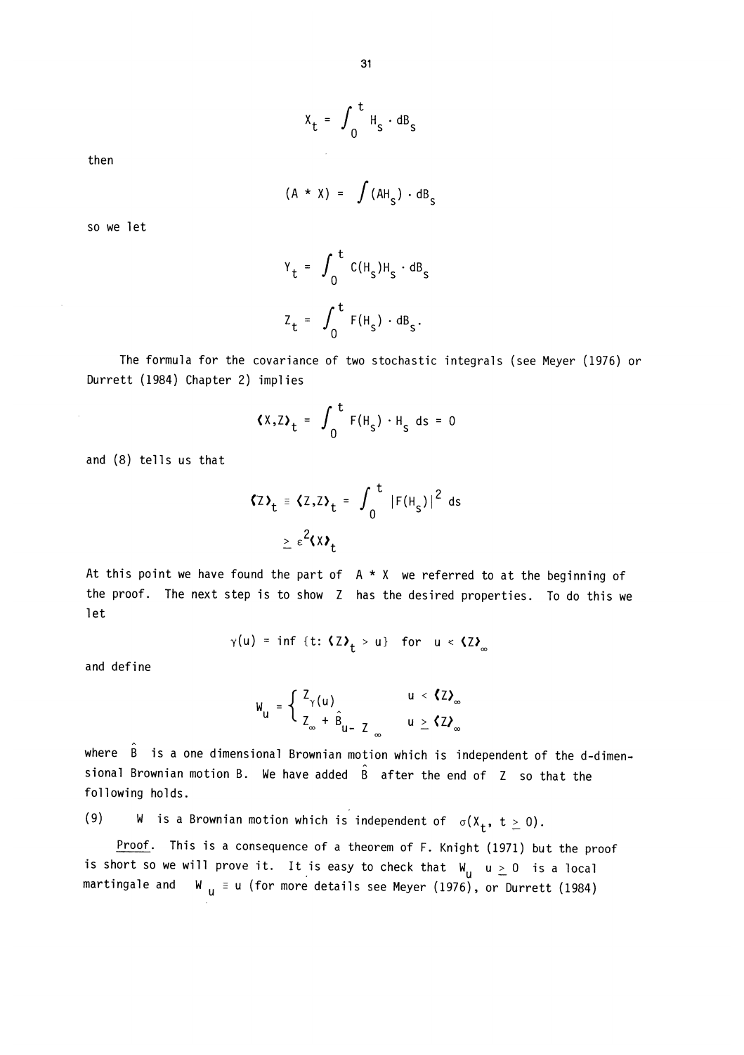$$X_t = \int_0^t H_s \cdot dB_s$$

then

$$(A * X) = \int (AH_s) \cdot dB_s$$

so we let

$$Y_t = \int_0^t C(H_s)H_s \cdot dB_s$$

$$Z_t = \int_0^t F(H_s) \cdot dB_s.$$

The formula for the covariance of two stochastic integrals (see Meyer (1976) or Durrett (1984) Chapter 2) implies

$$\langle X,Z \rangle_t = \int_0^t F(H_s) \cdot H_s \, ds = 0$$

and (8) tells us that

$$\langle Z \rangle_t \equiv \langle Z,Z \rangle_t = \int_0^t |F(H_s)|^2 \, ds$$

$$\geq \varepsilon^2 \langle X \rangle_t$$

At this point we have found the part of $A * X$ we referred to at the beginning of the proof. The next step is to show $Z$ has the desired properties. To do this we let

$$\gamma(u) = \inf \{t: \langle Z \rangle_t > u\} \quad \text{for} \quad u < \langle Z \rangle_\infty$$

and define

$$W_u = \begin{cases} Z_{\gamma(u)} & u < \langle Z \rangle_\infty \\ Z_\infty + \hat{B}_{u - \langle Z \rangle_\infty} & u \geq \langle Z \rangle_\infty \end{cases}$$

where $\hat{B}$ is a one dimensional Brownian motion which is independent of the d-dimensional Brownian motion $B$. We have added $\hat{B}$ after the end of $Z$ so that the following holds.

(9) $\quad W$ is a Brownian motion which is independent of $\sigma(X_t, t \geq 0)$.

Proof. This is a consequence of a theorem of F. Knight (1971) but the proof is short so we will prove it. It is easy to check that $W_u$ $u \geq 0$ is a local martingale and $\langle W \rangle_u \equiv u$ (for more details see Meyer (1976), or Durrett (1984)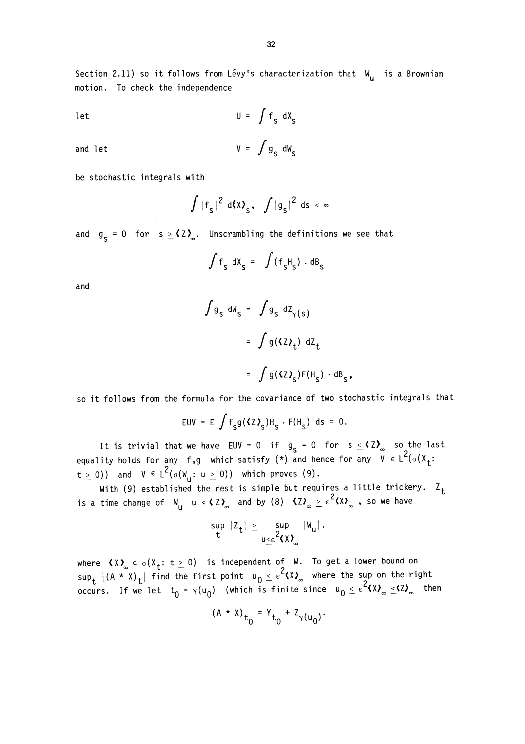Section 2.11) so it follows from Lévy's characterization that $W_u$ is a Brownian motion. To check the independence

let
$$U = \int f_s \, dX_s$$

and let
$$V = \int g_s \, dW_s$$

be stochastic integrals with

$$\int |f_s|^2 \, d\langle X\rangle_s, \quad \int |g_s|^2 \, ds < \infty$$

and $g_s = 0$ for $s \geq \langle Z\rangle_\infty$. Unscrambling the definitions we see that

$$\int f_s \, dX_s = \int (f_s H_s) \cdot dB_s$$

and

$$\begin{aligned} \int g_s \, dW_s &= \int g_s \, dZ_{\gamma(s)} \\ &= \int g(\langle Z\rangle_t) \, dZ_t \\ &= \int g(\langle Z\rangle_s) F(H_s) \cdot dB_s, \end{aligned}$$

so it follows from the formula for the covariance of two stochastic integrals that

$$EUV = E \int f_s g(\langle Z\rangle_s) H_s \cdot F(H_s) \, ds = 0.$$

It is trivial that we have $EUV = 0$ if $g_s = 0$ for $s \leq \langle Z\rangle_\infty$ so the last equality holds for any $f,g$ which satisfy (\*) and hence for any $V \in L^2(\sigma(X_t: t \geq 0))$ and $V \in L^2(\sigma(W_u: u \geq 0))$ which proves (9).

With (9) established the rest is simple but requires a little trickery. $Z_t$ is a time change of $W_u$ $u < \langle Z\rangle_\infty$ and by (8) $\langle Z\rangle_\infty \geq \varepsilon^2\langle X\rangle_\infty$, so we have

$$\sup_t |Z_t| \geq \sup_{u \leq \varepsilon^2\langle X\rangle_\infty} |W_u|.$$

where $\langle X\rangle_\infty \in \sigma(X_t: t \geq 0)$ is independent of $W$. To get a lower bound on $\sup_t |(A * X)_t|$ find the first point $u_0 \leq \varepsilon^2\langle X\rangle_\infty$ where the sup on the right occurs. If we let $t_0 = \gamma(u_0)$ (which is finite since $u_0 \leq \varepsilon^2\langle X\rangle_\infty \leq \langle Z\rangle_\infty$ then

$$(A * X)_{t_0} = Y_{t_0} + Z_{\gamma(u_0)}.$$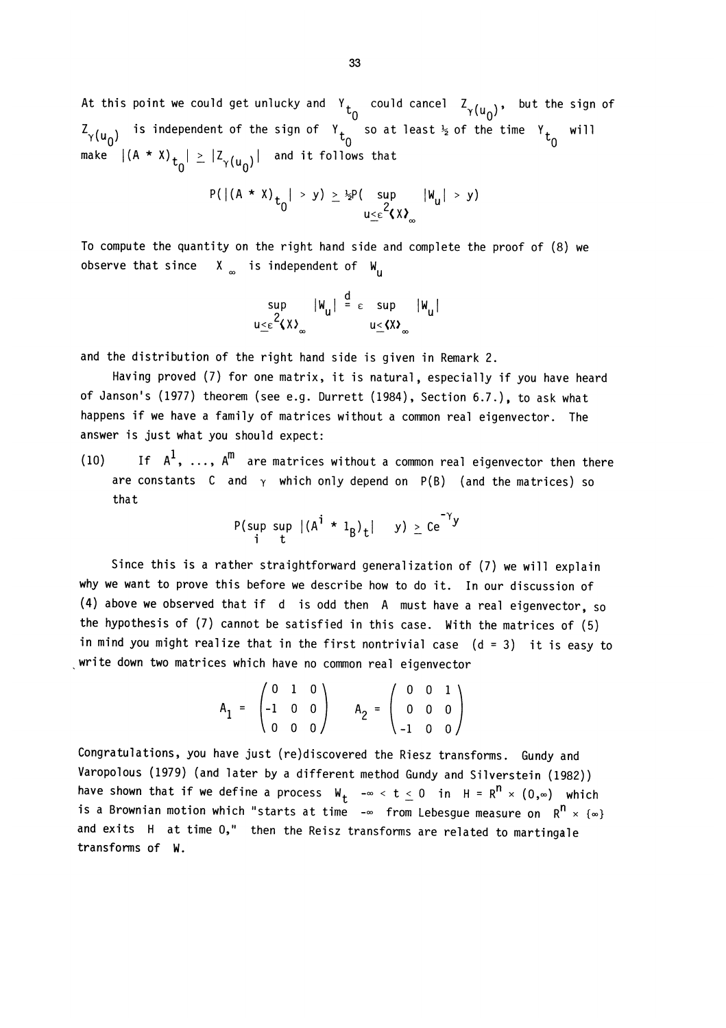At this point we could get unlucky and $Y_{t_0}$ could cancel $Z_{\gamma(u_0)}$, but the sign of $Z_{\gamma(u_0)}$ is independent of the sign of $Y_{t_0}$ so at least ½ of the time $Y_{t_0}$ will make $|(A * X)_{t_0}| \geq |Z_{\gamma(u_0)}|$ and it follows that

$$P(|(A * X)_{t_0}| > y) \geq \tfrac{1}{2} P\left(\sup_{u \leq \varepsilon^2 \langle X \rangle_\infty} |W_u| > y\right)$$

To compute the quantity on the right hand side and complete the proof of (8) we observe that since $X_\infty$ is independent of $W_u$

$$\sup_{u \leq \varepsilon^2 \langle X \rangle_\infty} |W_u| \overset{d}{=} \varepsilon \sup_{u \leq \langle X \rangle_\infty} |W_u|$$

and the distribution of the right hand side is given in Remark 2.

Having proved (7) for one matrix, it is natural, especially if you have heard of Janson's (1977) theorem (see e.g. Durrett (1984), Section 6.7.), to ask what happens if we have a family of matrices without a common real eigenvector. The answer is just what you should expect:

(10) If $A^1, \ldots, A^m$ are matrices without a common real eigenvector then there are constants $C$ and $\gamma$ which only depend on $P(B)$ (and the matrices) so that

$$P(\sup_i \sup_t |(A^i * 1_B)_t| \quad y) \geq Ce^{-\gamma y}$$

Since this is a rather straightforward generalization of (7) we will explain why we want to prove this before we describe how to do it. In our discussion of (4) above we observed that if $d$ is odd then $A$ must have a real eigenvector, so the hypothesis of (7) cannot be satisfied in this case. With the matrices of (5) in mind you might realize that in the first nontrivial case $(d = 3)$ it is easy to write down two matrices which have no common real eigenvector

$$A_1 = \begin{pmatrix} 0 & 1 & 0 \\ -1 & 0 & 0 \\ 0 & 0 & 0 \end{pmatrix} \qquad A_2 = \begin{pmatrix} 0 & 0 & 1 \\ 0 & 0 & 0 \\ -1 & 0 & 0 \end{pmatrix}$$

Congratulations, you have just (re)discovered the Riesz transforms. Gundy and Varopolous (1979) (and later by a different method Gundy and Silverstein (1982)) have shown that if we define a process $W_t$ $-\infty < t \leq 0$ in $H = R^n \times (0,\infty)$ which is a Brownian motion which "starts at time $-\infty$ from Lebesgue measure on $R^n \times \{\infty\}$ and exits $H$ at time 0," then the Reisz transforms are related to martingale transforms of $W$.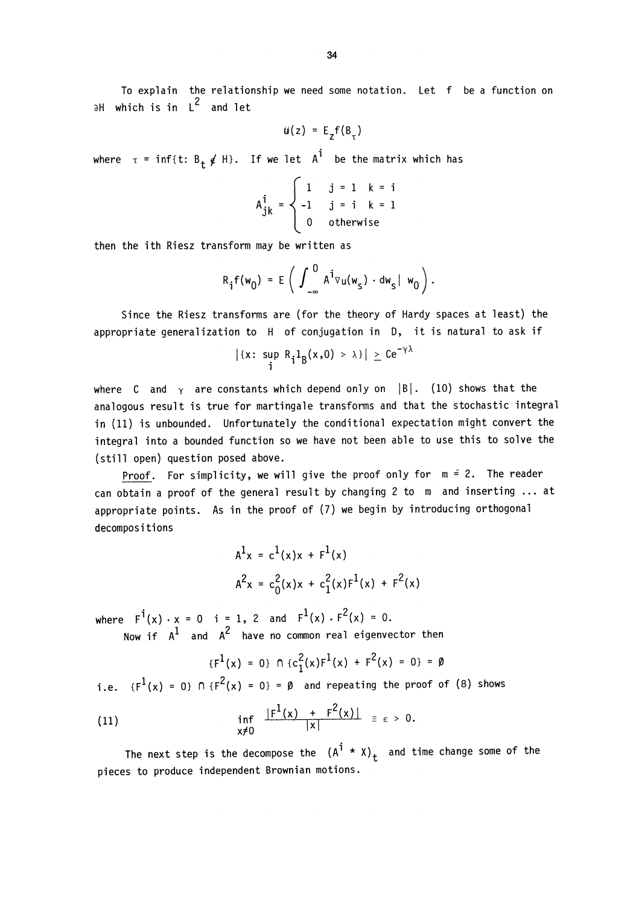To explain the relationship we need some notation. Let $f$ be a function on $\partial H$ which is in $L^2$ and let

$$u(z) = E_z f(B_\tau)$$

where $\tau = \inf\{t: B_t \notin H\}$. If we let $A^i$ be the matrix which has

$$A^i_{jk} = \begin{cases} 1 & j = 1 \quad k = i \\ -1 & j = i \quad k = 1 \\ 0 & \text{otherwise} \end{cases}$$

then the ith Riesz transform may be written as

$$R_i f(w_0) = E\left( \int_{-\infty}^{0} A^i \nabla u(w_s) \cdot dw_s \,\middle|\, w_0 \right).$$

Since the Riesz transforms are (for the theory of Hardy spaces at least) the appropriate generalization to $H$ of conjugation in $D$, it is natural to ask if

$$|\{x: \sup_i R_i 1_B(x,0) > \lambda\}| \geq Ce^{-\gamma\lambda}$$

where $C$ and $\gamma$ are constants which depend only on $|B|$. (10) shows that the analogous result is true for martingale transforms and that the stochastic integral in (11) is unbounded. Unfortunately the conditional expectation might convert the integral into a bounded function so we have not been able to use this to solve the (still open) question posed above.

<u>Proof</u>. For simplicity, we will give the proof only for $m = 2$. The reader can obtain a proof of the general result by changing 2 to $m$ and inserting ... at appropriate points. As in the proof of (7) we begin by introducing orthogonal decompositions

$$A^1 x = c^1(x)x + F^1(x)$$

$$A^2 x = c^2_0(x)x + c^2_1(x)F^1(x) + F^2(x)$$

where $F^i(x) \cdot x = 0 \quad i = 1, 2$ and $F^1(x) \cdot F^2(x) = 0$.

Now if $A^1$ and $A^2$ have no common real eigenvector then

$$\{F^1(x) = 0\} \cap \{c^2_1(x)F^1(x) + F^2(x) = 0\} = \emptyset$$

i.e. $\{F^1(x) = 0\} \cap \{F^2(x) = 0\} = \emptyset$ and repeating the proof of (8) shows

$$\inf_{x \neq 0} \frac{|F^1(x) + F^2(x)|}{|x|} \equiv \varepsilon > 0. \tag{11}$$

The next step is the decompose the $(A^i * X)_t$ and time change some of the pieces to produce independent Brownian motions.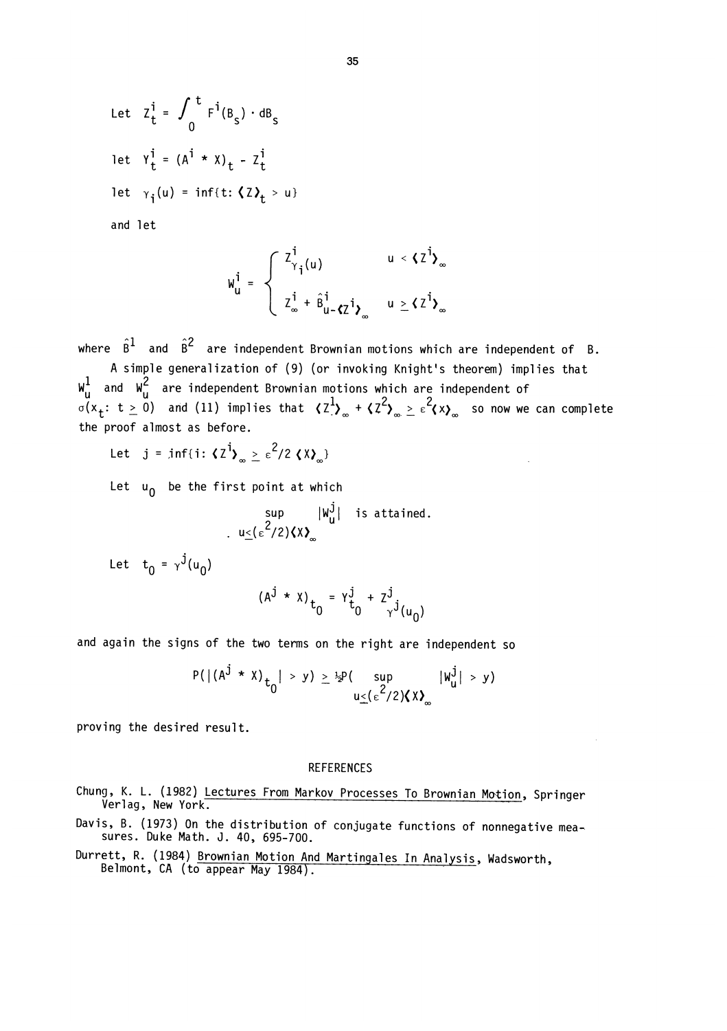Let $Z_t^i = \int_0^t F^i(B_s) \cdot dB_s$

let $Y_t^i = (A^i * X)_t - Z_t^i$

let $\gamma_i(u) = \inf\{t: \langle Z \rangle_t > u\}$

and let

$$W_u^i = \begin{cases} Z^i_{\gamma_i(u)} & u < \langle Z^i \rangle_\infty \\ Z^i_\infty + \hat{B}^i_{u - \langle Z^i \rangle_\infty} & u \geq \langle Z^i \rangle_\infty \end{cases}$$

where $\hat{B}^1$ and $\hat{B}^2$ are independent Brownian motions which are independent of B.

A simple generalization of (9) (or invoking Knight's theorem) implies that $W_u^1$ and $W_u^2$ are independent Brownian motions which are independent of $\sigma(x_t: t \geq 0)$ and (11) implies that $\langle Z^1 \rangle_\infty + \langle Z^2 \rangle_\infty \geq \varepsilon^2 \langle x \rangle_\infty$ so now we can complete the proof almost as before.

Let $j = \inf\{i: \langle Z^i \rangle_\infty \geq \varepsilon^2/2 \langle X \rangle_\infty\}$

Let $u_0$ be the first point at which

$$\sup_{u \leq (\varepsilon^2/2)\langle X \rangle_\infty} |W_u^j| \text{ is attained.}$$

Let $t_0 = \gamma^j(u_0)$

$$(A^j * X)_{t_0} = Y^j_{t_0} + Z^j_{\gamma^j(u_0)}$$

and again the signs of the two terms on the right are independent so

$$P(|(A^j * X)_{t_0}| > y) \geq \tfrac{1}{2} P(\sup_{u \leq (\varepsilon^2/2)\langle X \rangle_\infty} |W_u^j| > y)$$

proving the desired result.

## REFERENCES

Chung, K. L. (1982) Lectures From Markov Processes To Brownian Motion, Springer Verlag, New York.

Davis, B. (1973) On the distribution of conjugate functions of nonnegative measures. Duke Math. J. 40, 695-700.

Durrett, R. (1984) Brownian Motion And Martingales In Analysis, Wadsworth, Belmont, CA (to appear May 1984).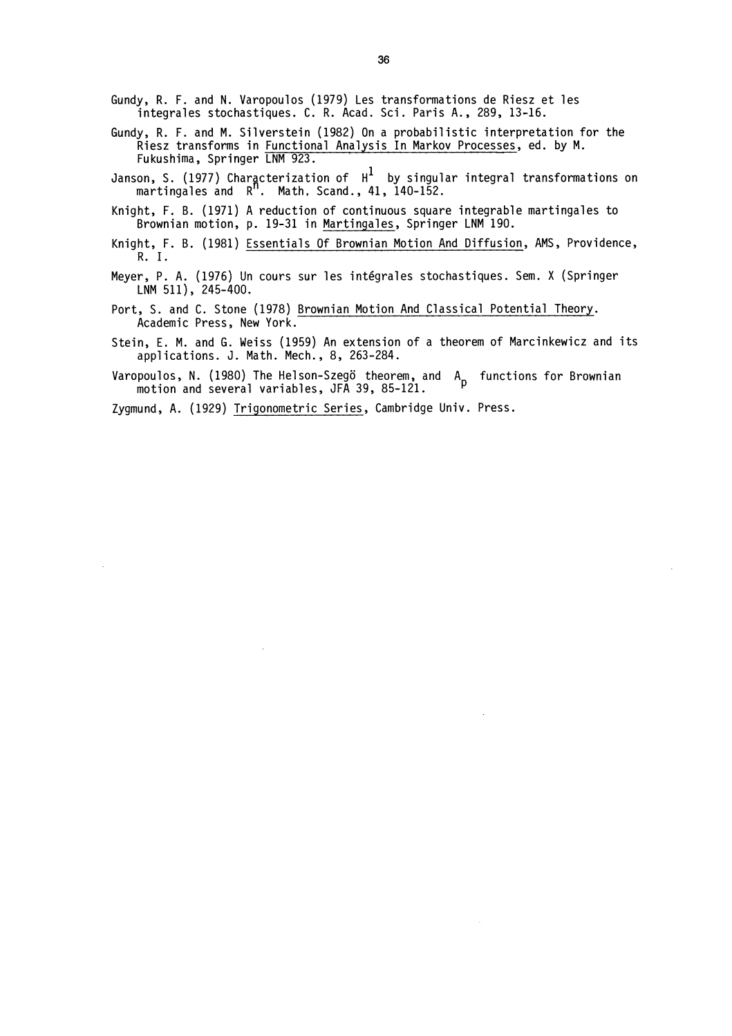Gundy, R. F. and N. Varopoulos (1979) Les transformations de Riesz et les integrales stochastiques. C. R. Acad. Sci. Paris A., 289, 13-16.

Gundy, R. F. and M. Silverstein (1982) On a probabilistic interpretation for the Riesz transforms in Functional Analysis In Markov Processes, ed. by M. Fukushima, Springer LNM 923.

Janson, S. (1977) Characterization of $H^1$ by singular integral transformations on martingales and $R^n$. Math. Scand., 41, 140-152.

Knight, F. B. (1971) A reduction of continuous square integrable martingales to Brownian motion, p. 19-31 in Martingales, Springer LNM 190.

Knight, F. B. (1981) Essentials Of Brownian Motion And Diffusion, AMS, Providence, R. I.

Meyer, P. A. (1976) Un cours sur les intégrales stochastiques. Sem. X (Springer LNM 511), 245-400.

Port, S. and C. Stone (1978) Brownian Motion And Classical Potential Theory. Academic Press, New York.

Stein, E. M. and G. Weiss (1959) An extension of a theorem of Marcinkewicz and its applications. J. Math. Mech., 8, 263-284.

Varopoulos, N. (1980) The Helson-Szegö theorem, and $A_p$ functions for Brownian motion and several variables, JFA 39, 85-121.

Zygmund, A. (1929) Trigonometric Series, Cambridge Univ. Press.